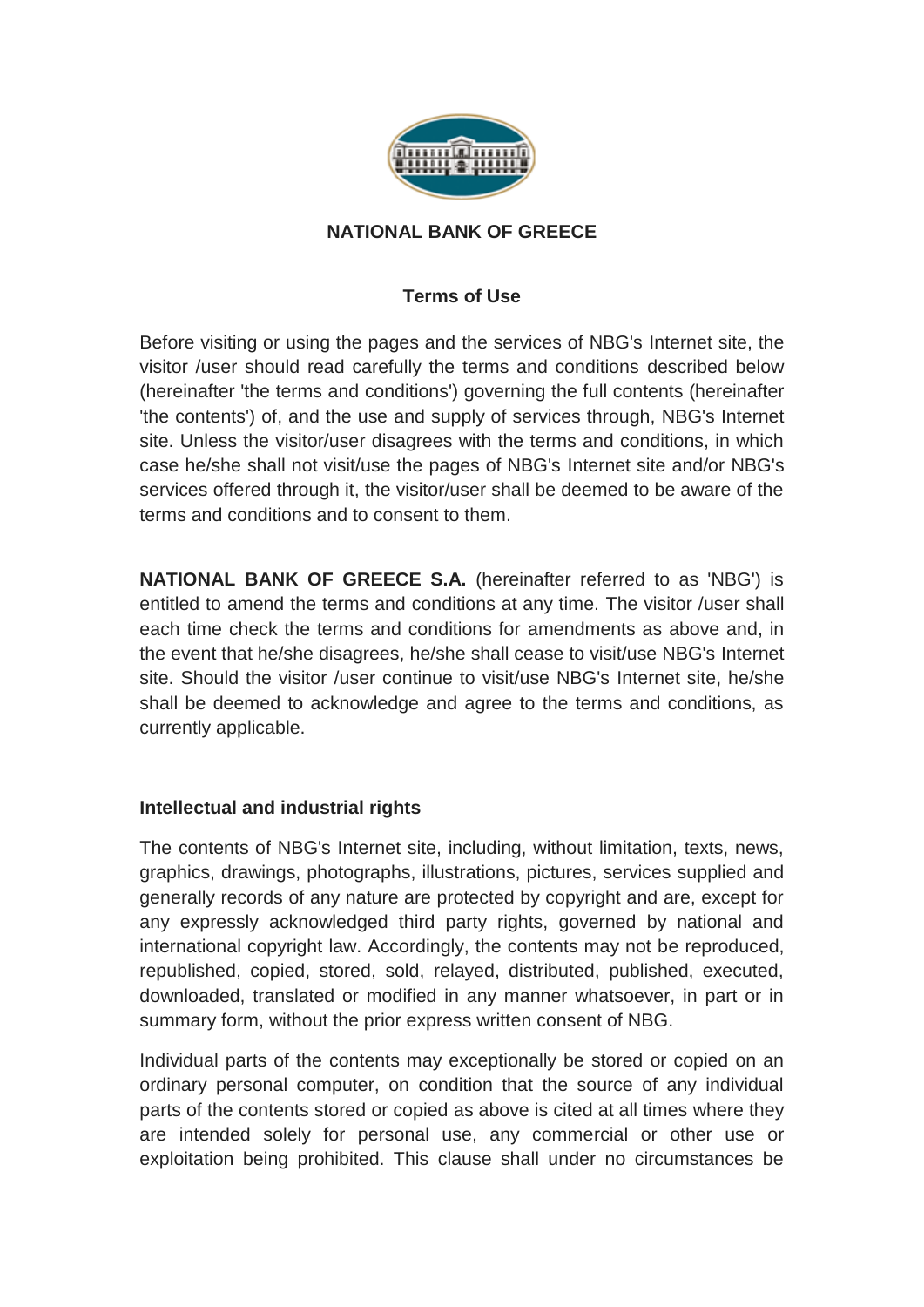# NATIONAL BANK OF GREECE

## Terms of Use

Before visiting or using the pages and the services of NBG's Internet site, the visitor /user should read carefully the terms and conditions described below (hereinafter 'the terms and conditions') governing the full contents (hereinafter 'the contents') of, and the use and supply of services through, NBG's Internet site. Unless the visitor/user disagrees with the terms and conditions, in which case he/she shall not visit/use the pages of NBG's Internet site and/or NBG's services offered through it, the visitor/user shall be deemed to be aware of the terms and conditions and to consent to them.

**NATIONAL BANK OF GREECE S.A.** (hereinafter referred to as 'NBG') is entitled to amend the terms and conditions at any time. The visitor /user shall each time check the terms and conditions for amendments as above and, in the event that he/she disagrees, he/she shall cease to visit/use NBG's Internet site. Should the visitor /user continue to visit/use NBG's Internet site, he/she shall be deemed to acknowledge and agree to the terms and conditions, as currently applicable.

### Intellectual and industrial rights

The contents of NBG's Internet site, including, without limitation, texts, news, graphics, drawings, photographs, illustrations, pictures, services supplied and generally records of any nature are protected by copyright and are, except for any expressly acknowledged third party rights, governed by national and international copyright law. Accordingly, the contents may not be reproduced, republished, copied, stored, sold, relayed, distributed, published, executed, downloaded, translated or modified in any manner whatsoever, in part or in summary form, without the prior express written consent of NBG.

Individual parts of the contents may exceptionally be stored or copied on an ordinary personal computer, on condition that the source of any individual parts of the contents stored or copied as above is cited at all times where they are intended solely for personal use, any commercial or other use or exploitation being prohibited. This clause shall under no circumstances be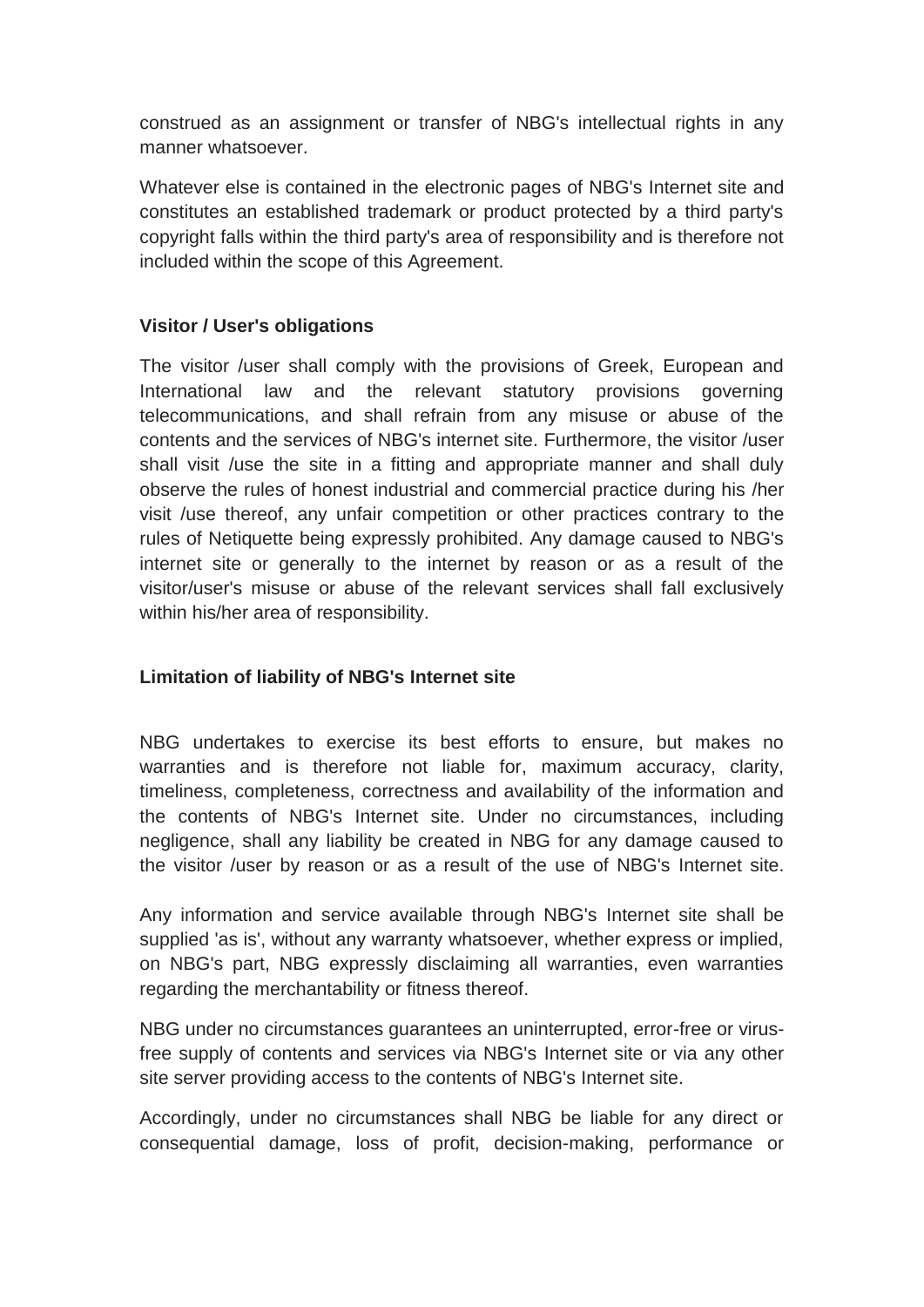construed as an assignment or transfer of NBG's intellectual rights in any manner whatsoever.

Whatever else is contained in the electronic pages of NBG's Internet site and constitutes an established trademark or product protected by a third party's copyright falls within the third party's area of responsibility and is therefore not included within the scope of this Agreement.

**Visitor / User's obligations**

The visitor /user shall comply with the provisions of Greek, European and International law and the relevant statutory provisions governing telecommunications, and shall refrain from any misuse or abuse of the contents and the services of NBG's internet site. Furthermore, the visitor /user shall visit /use the site in a fitting and appropriate manner and shall duly observe the rules of honest industrial and commercial practice during his /her visit /use thereof, any unfair competition or other practices contrary to the rules of Netiquette being expressly prohibited. Any damage caused to NBG's internet site or generally to the internet by reason or as a result of the visitor/user's misuse or abuse of the relevant services shall fall exclusively within his/her area of responsibility.

**Limitation of liability of NBG's Internet site**

NBG undertakes to exercise its best efforts to ensure, but makes no warranties and is therefore not liable for, maximum accuracy, clarity, timeliness, completeness, correctness and availability of the information and the contents of NBG's Internet site. Under no circumstances, including negligence, shall any liability be created in NBG for any damage caused to the visitor /user by reason or as a result of the use of NBG's Internet site.

Any information and service available through NBG's Internet site shall be supplied 'as is', without any warranty whatsoever, whether express or implied, on NBG's part, NBG expressly disclaiming all warranties, even warranties regarding the merchantability or fitness thereof.

NBG under no circumstances guarantees an uninterrupted, error-free or virus-free supply of contents and services via NBG's Internet site or via any other site server providing access to the contents of NBG's Internet site.

Accordingly, under no circumstances shall NBG be liable for any direct or consequential damage, loss of profit, decision-making, performance or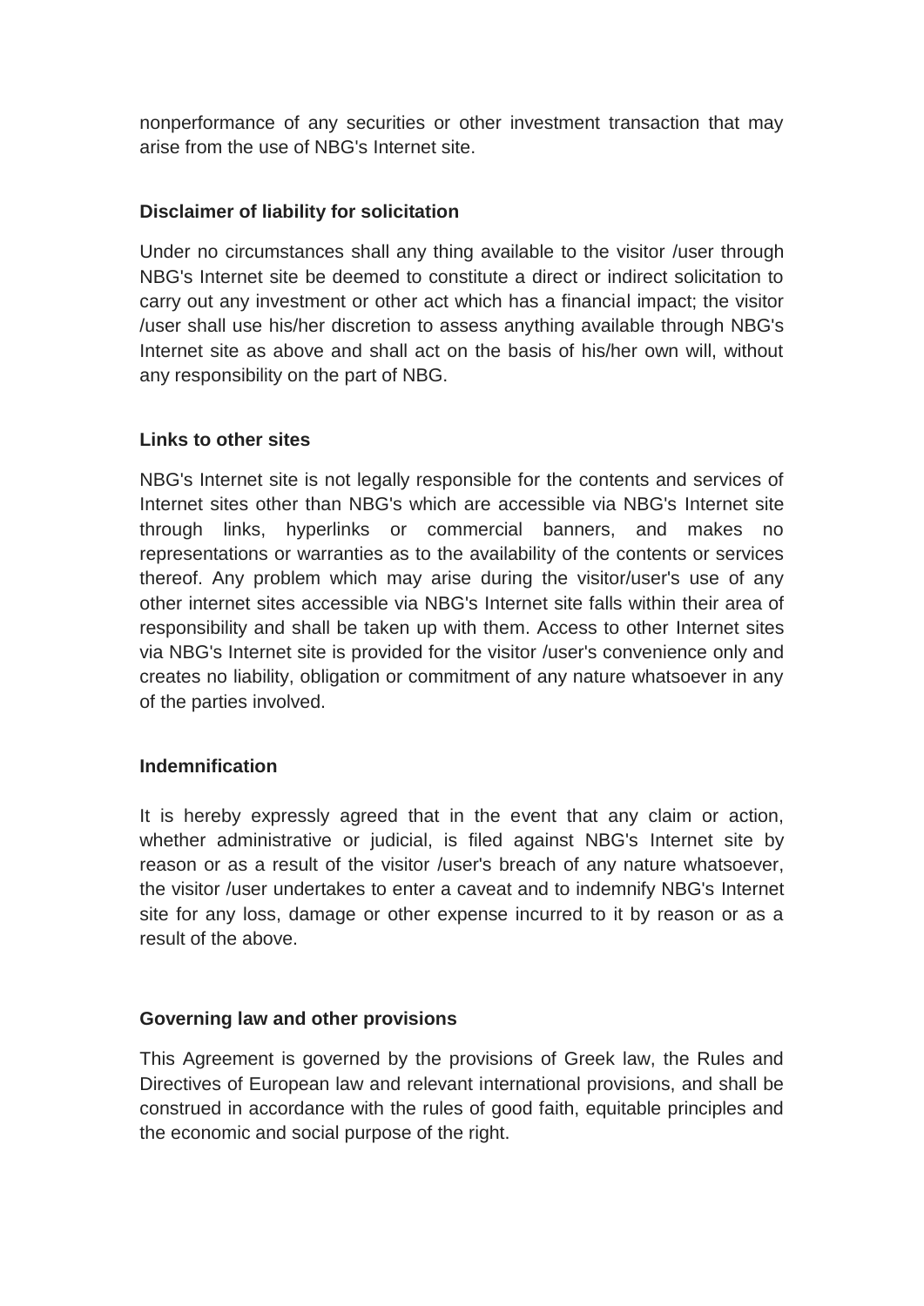nonperformance of any securities or other investment transaction that may arise from the use of NBG's Internet site.

**Disclaimer of liability for solicitation**

Under no circumstances shall any thing available to the visitor /user through NBG's Internet site be deemed to constitute a direct or indirect solicitation to carry out any investment or other act which has a financial impact; the visitor /user shall use his/her discretion to assess anything available through NBG's Internet site as above and shall act on the basis of his/her own will, without any responsibility on the part of NBG.

**Links to other sites**

NBG's Internet site is not legally responsible for the contents and services of Internet sites other than NBG's which are accessible via NBG's Internet site through links, hyperlinks or commercial banners, and makes no representations or warranties as to the availability of the contents or services thereof. Any problem which may arise during the visitor/user's use of any other internet sites accessible via NBG's Internet site falls within their area of responsibility and shall be taken up with them. Access to other Internet sites via NBG's Internet site is provided for the visitor /user's convenience only and creates no liability, obligation or commitment of any nature whatsoever in any of the parties involved.

**Indemnification**

It is hereby expressly agreed that in the event that any claim or action, whether administrative or judicial, is filed against NBG's Internet site by reason or as a result of the visitor /user's breach of any nature whatsoever, the visitor /user undertakes to enter a caveat and to indemnify NBG's Internet site for any loss, damage or other expense incurred to it by reason or as a result of the above.

**Governing law and other provisions**

This Agreement is governed by the provisions of Greek law, the Rules and Directives of European law and relevant international provisions, and shall be construed in accordance with the rules of good faith, equitable principles and the economic and social purpose of the right.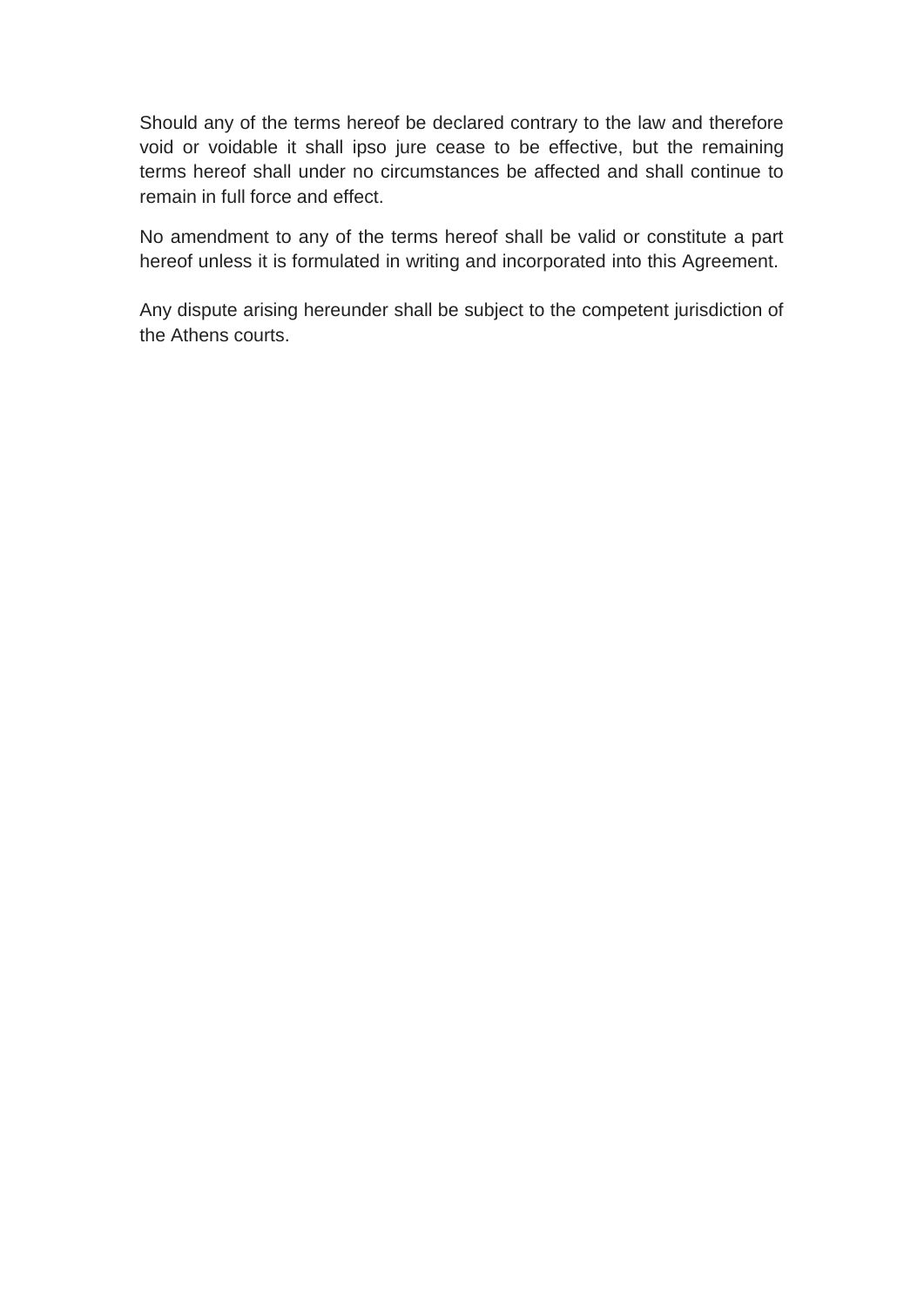Should any of the terms hereof be declared contrary to the law and therefore void or voidable it shall ipso jure cease to be effective, but the remaining terms hereof shall under no circumstances be affected and shall continue to remain in full force and effect.

No amendment to any of the terms hereof shall be valid or constitute a part hereof unless it is formulated in writing and incorporated into this Agreement.

Any dispute arising hereunder shall be subject to the competent jurisdiction of the Athens courts.